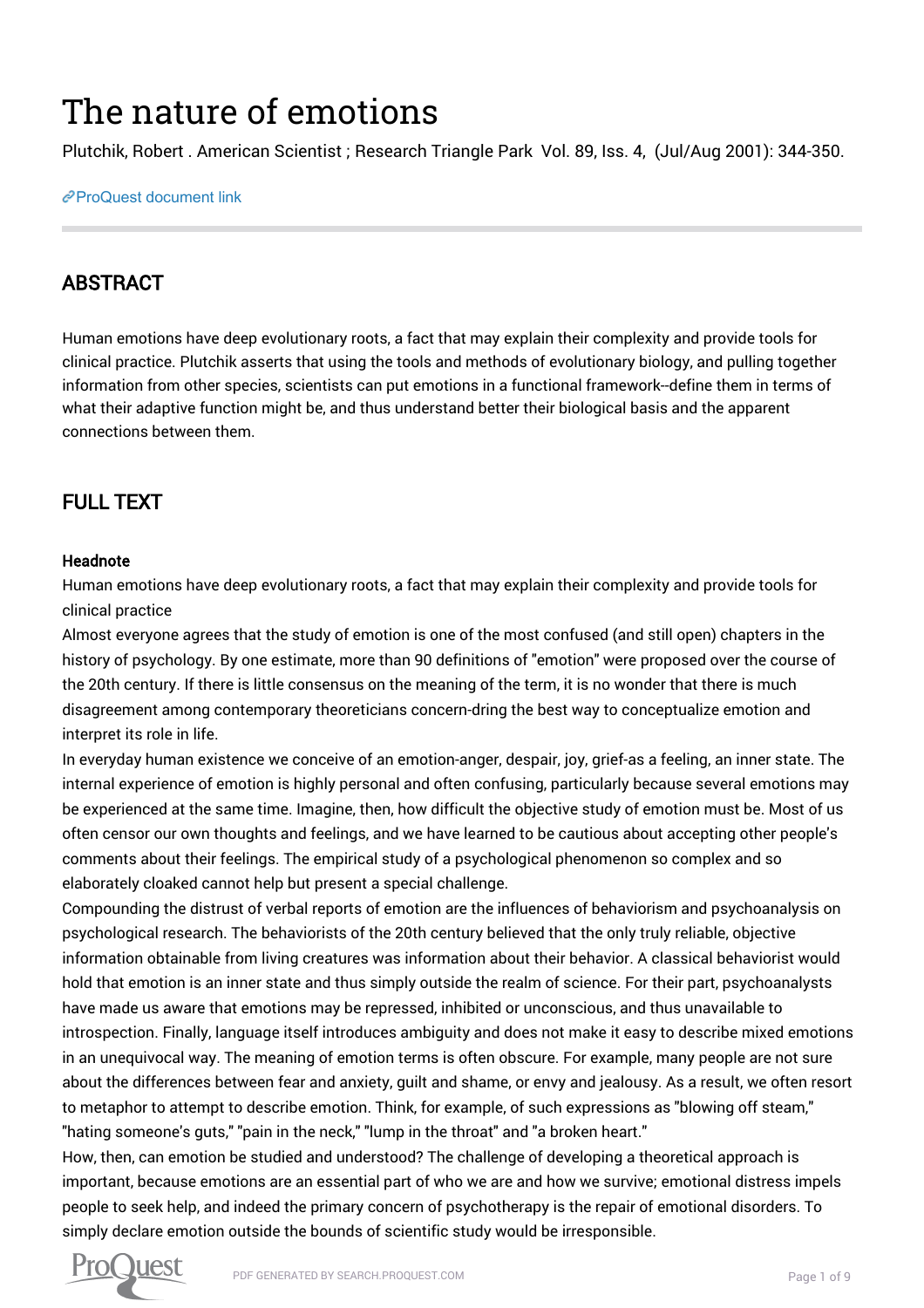# The nature of emotions

Plutchik, Robert . American Scientist ; Research Triangle Park Vol. 89, Iss. 4, (Jul/Aug 2001): 344-350.

ProQuest document link

## ABSTRACT

Human emotions have deep evolutionary roots, a fact that may explain their complexity and provide tools for clinical practice. Plutchik asserts that using the tools and methods of evolutionary biology, and pulling together information from other species, scientists can put emotions in a functional framework--define them in terms of what their adaptive function might be, and thus understand better their biological basis and the apparent connections between them.

## FULL TEXT

### Headnote

Human emotions have deep evolutionary roots, a fact that may explain their complexity and provide tools for clinical practice

Almost everyone agrees that the study of emotion is one of the most confused (and still open) chapters in the history of psychology. By one estimate, more than 90 definitions of "emotion" were proposed over the course of the 20th century. If there is little consensus on the meaning of the term, it is no wonder that there is much disagreement among contemporary theoreticians concern-dring the best way to conceptualize emotion and interpret its role in life.

In everyday human existence we conceive of an emotion-anger, despair, joy, grief-as a feeling, an inner state. The internal experience of emotion is highly personal and often confusing, particularly because several emotions may be experienced at the same time. Imagine, then, how difficult the objective study of emotion must be. Most of us often censor our own thoughts and feelings, and we have learned to be cautious about accepting other people's comments about their feelings. The empirical study of a psychological phenomenon so complex and so elaborately cloaked cannot help but present a special challenge.

Compounding the distrust of verbal reports of emotion are the influences of behaviorism and psychoanalysis on psychological research. The behaviorists of the 20th century believed that the only truly reliable, objective information obtainable from living creatures was information about their behavior. A classical behaviorist would hold that emotion is an inner state and thus simply outside the realm of science. For their part, psychoanalysts have made us aware that emotions may be repressed, inhibited or unconscious, and thus unavailable to introspection. Finally, language itself introduces ambiguity and does not make it easy to describe mixed emotions in an unequivocal way. The meaning of emotion terms is often obscure. For example, many people are not sure about the differences between fear and anxiety, guilt and shame, or envy and jealousy. As a result, we often resort to metaphor to attempt to describe emotion. Think, for example, of such expressions as "blowing off steam," "hating someone's guts," "pain in the neck," "lump in the throat" and "a broken heart."

How, then, can emotion be studied and understood? The challenge of developing a theoretical approach is important, because emotions are an essential part of who we are and how we survive; emotional distress impels people to seek help, and indeed the primary concern of psychotherapy is the repair of emotional disorders. To simply declare emotion outside the bounds of scientific study would be irresponsible.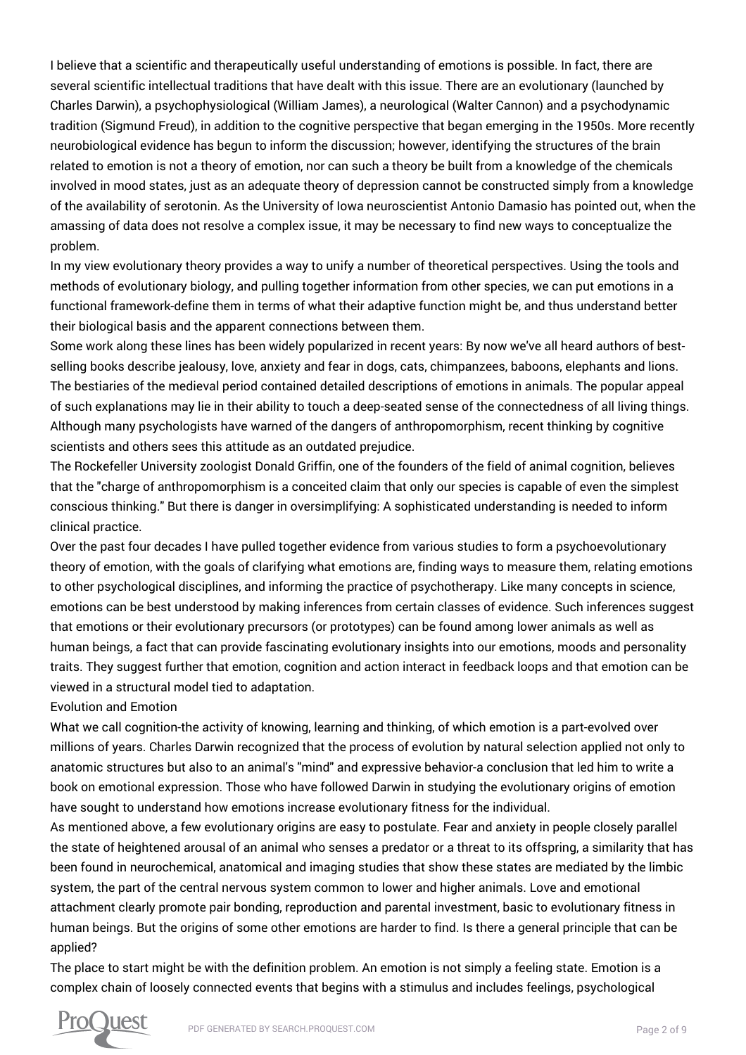I believe that a scientific and therapeutically useful understanding of emotions is possible. In fact, there are several scientific intellectual traditions that have dealt with this issue. There are an evolutionary (launched by Charles Darwin), a psychophysiological (William James), a neurological (Walter Cannon) and a psychodynamic tradition (Sigmund Freud), in addition to the cognitive perspective that began emerging in the 1950s. More recently neurobiological evidence has begun to inform the discussion; however, identifying the structures of the brain related to emotion is not a theory of emotion, nor can such a theory be built from a knowledge of the chemicals involved in mood states, just as an adequate theory of depression cannot be constructed simply from a knowledge of the availability of serotonin. As the University of Iowa neuroscientist Antonio Damasio has pointed out, when the amassing of data does not resolve a complex issue, it may be necessary to find new ways to conceptualize the problem.

In my view evolutionary theory provides a way to unify a number of theoretical perspectives. Using the tools and methods of evolutionary biology, and pulling together information from other species, we can put emotions in a functional framework-define them in terms of what their adaptive function might be, and thus understand better their biological basis and the apparent connections between them.

Some work along these lines has been widely popularized in recent years: By now we've all heard authors of best-selling books describe jealousy, love, anxiety and fear in dogs, cats, chimpanzees, baboons, elephants and lions. The bestiaries of the medieval period contained detailed descriptions of emotions in animals. The popular appeal of such explanations may lie in their ability to touch a deep-seated sense of the connectedness of all living things. Although many psychologists have warned of the dangers of anthropomorphism, recent thinking by cognitive scientists and others sees this attitude as an outdated prejudice.

The Rockefeller University zoologist Donald Griffin, one of the founders of the field of animal cognition, believes that the "charge of anthropomorphism is a conceited claim that only our species is capable of even the simplest conscious thinking." But there is danger in oversimplifying: A sophisticated understanding is needed to inform clinical practice.

Over the past four decades I have pulled together evidence from various studies to form a psychoevolutionary theory of emotion, with the goals of clarifying what emotions are, finding ways to measure them, relating emotions to other psychological disciplines, and informing the practice of psychotherapy. Like many concepts in science, emotions can be best understood by making inferences from certain classes of evidence. Such inferences suggest that emotions or their evolutionary precursors (or prototypes) can be found among lower animals as well as human beings, a fact that can provide fascinating evolutionary insights into our emotions, moods and personality traits. They suggest further that emotion, cognition and action interact in feedback loops and that emotion can be viewed in a structural model tied to adaptation.

## Evolution and Emotion

What we call cognition-the activity of knowing, learning and thinking, of which emotion is a part-evolved over millions of years. Charles Darwin recognized that the process of evolution by natural selection applied not only to anatomic structures but also to an animal's "mind" and expressive behavior-a conclusion that led him to write a book on emotional expression. Those who have followed Darwin in studying the evolutionary origins of emotion have sought to understand how emotions increase evolutionary fitness for the individual.

As mentioned above, a few evolutionary origins are easy to postulate. Fear and anxiety in people closely parallel the state of heightened arousal of an animal who senses a predator or a threat to its offspring, a similarity that has been found in neurochemical, anatomical and imaging studies that show these states are mediated by the limbic system, the part of the central nervous system common to lower and higher animals. Love and emotional attachment clearly promote pair bonding, reproduction and parental investment, basic to evolutionary fitness in human beings. But the origins of some other emotions are harder to find. Is there a general principle that can be applied?

The place to start might be with the definition problem. An emotion is not simply a feeling state. Emotion is a complex chain of loosely connected events that begins with a stimulus and includes feelings, psychological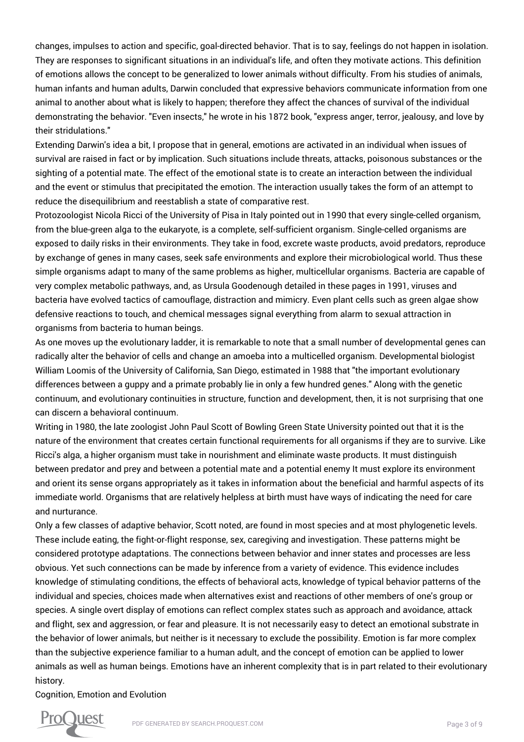changes, impulses to action and specific, goal-directed behavior. That is to say, feelings do not happen in isolation. They are responses to significant situations in an individual's life, and often they motivate actions. This definition of emotions allows the concept to be generalized to lower animals without difficulty. From his studies of animals, human infants and human adults, Darwin concluded that expressive behaviors communicate information from one animal to another about what is likely to happen; therefore they affect the chances of survival of the individual demonstrating the behavior. "Even insects," he wrote in his 1872 book, "express anger, terror, jealousy, and love by their stridulations."

Extending Darwin's idea a bit, I propose that in general, emotions are activated in an individual when issues of survival are raised in fact or by implication. Such situations include threats, attacks, poisonous substances or the sighting of a potential mate. The effect of the emotional state is to create an interaction between the individual and the event or stimulus that precipitated the emotion. The interaction usually takes the form of an attempt to reduce the disequilibrium and reestablish a state of comparative rest.

Protozoologist Nicola Ricci of the University of Pisa in Italy pointed out in 1990 that every single-celled organism, from the blue-green alga to the eukaryote, is a complete, self-sufficient organism. Single-celled organisms are exposed to daily risks in their environments. They take in food, excrete waste products, avoid predators, reproduce by exchange of genes in many cases, seek safe environments and explore their microbiological world. Thus these simple organisms adapt to many of the same problems as higher, multicellular organisms. Bacteria are capable of very complex metabolic pathways, and, as Ursula Goodenough detailed in these pages in 1991, viruses and bacteria have evolved tactics of camouflage, distraction and mimicry. Even plant cells such as green algae show defensive reactions to touch, and chemical messages signal everything from alarm to sexual attraction in organisms from bacteria to human beings.

As one moves up the evolutionary ladder, it is remarkable to note that a small number of developmental genes can radically alter the behavior of cells and change an amoeba into a multicelled organism. Developmental biologist William Loomis of the University of California, San Diego, estimated in 1988 that "the important evolutionary differences between a guppy and a primate probably lie in only a few hundred genes." Along with the genetic continuum, and evolutionary continuities in structure, function and development, then, it is not surprising that one can discern a behavioral continuum.

Writing in 1980, the late zoologist John Paul Scott of Bowling Green State University pointed out that it is the nature of the environment that creates certain functional requirements for all organisms if they are to survive. Like Ricci's alga, a higher organism must take in nourishment and eliminate waste products. It must distinguish between predator and prey and between a potential mate and a potential enemy It must explore its environment and orient its sense organs appropriately as it takes in information about the beneficial and harmful aspects of its immediate world. Organisms that are relatively helpless at birth must have ways of indicating the need for care and nurturance.

Only a few classes of adaptive behavior, Scott noted, are found in most species and at most phylogenetic levels. These include eating, the fight-or-flight response, sex, caregiving and investigation. These patterns might be considered prototype adaptations. The connections between behavior and inner states and processes are less obvious. Yet such connections can be made by inference from a variety of evidence. This evidence includes knowledge of stimulating conditions, the effects of behavioral acts, knowledge of typical behavior patterns of the individual and species, choices made when alternatives exist and reactions of other members of one's group or species. A single overt display of emotions can reflect complex states such as approach and avoidance, attack and flight, sex and aggression, or fear and pleasure. It is not necessarily easy to detect an emotional substrate in the behavior of lower animals, but neither is it necessary to exclude the possibility. Emotion is far more complex than the subjective experience familiar to a human adult, and the concept of emotion can be applied to lower animals as well as human beings. Emotions have an inherent complexity that is in part related to their evolutionary history.

## Cognition, Emotion and Evolution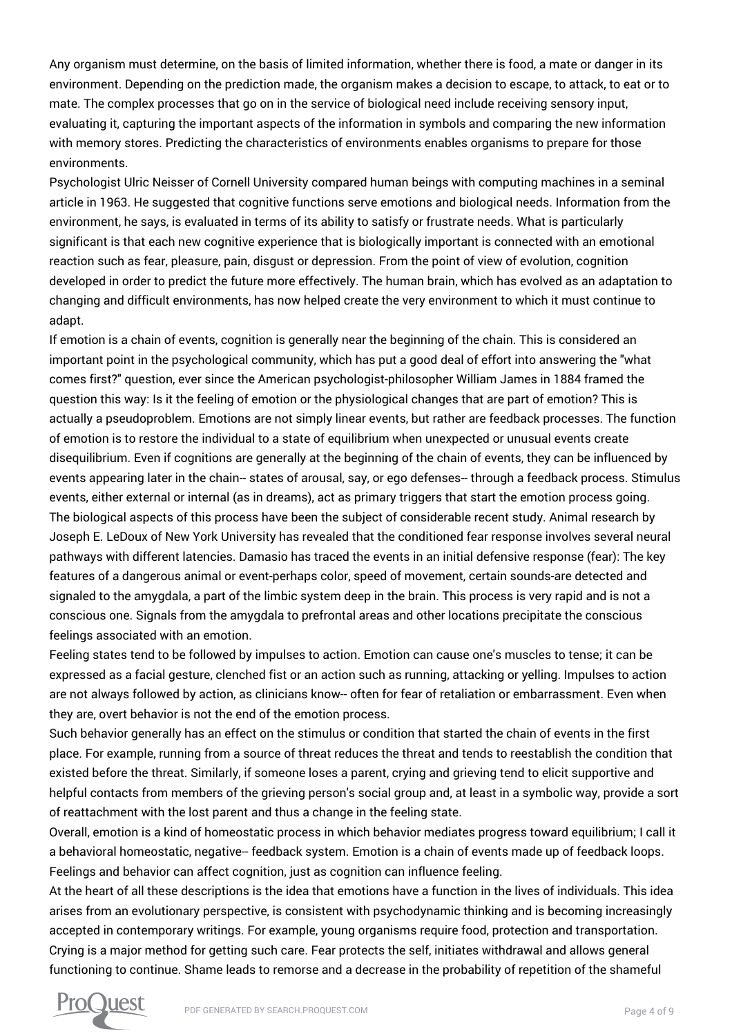Any organism must determine, on the basis of limited information, whether there is food, a mate or danger in its environment. Depending on the prediction made, the organism makes a decision to escape, to attack, to eat or to mate. The complex processes that go on in the service of biological need include receiving sensory input, evaluating it, capturing the important aspects of the information in symbols and comparing the new information with memory stores. Predicting the characteristics of environments enables organisms to prepare for those environments.

Psychologist Ulric Neisser of Cornell University compared human beings with computing machines in a seminal article in 1963. He suggested that cognitive functions serve emotions and biological needs. Information from the environment, he says, is evaluated in terms of its ability to satisfy or frustrate needs. What is particularly significant is that each new cognitive experience that is biologically important is connected with an emotional reaction such as fear, pleasure, pain, disgust or depression. From the point of view of evolution, cognition developed in order to predict the future more effectively. The human brain, which has evolved as an adaptation to changing and difficult environments, has now helped create the very environment to which it must continue to adapt.

If emotion is a chain of events, cognition is generally near the beginning of the chain. This is considered an important point in the psychological community, which has put a good deal of effort into answering the "what comes first?" question, ever since the American psychologist-philosopher William James in 1884 framed the question this way: Is it the feeling of emotion or the physiological changes that are part of emotion? This is actually a pseudoproblem. Emotions are not simply linear events, but rather are feedback processes. The function of emotion is to restore the individual to a state of equilibrium when unexpected or unusual events create disequilibrium. Even if cognitions are generally at the beginning of the chain of events, they can be influenced by events appearing later in the chain-- states of arousal, say, or ego defenses-- through a feedback process. Stimulus events, either external or internal (as in dreams), act as primary triggers that start the emotion process going.

The biological aspects of this process have been the subject of considerable recent study. Animal research by Joseph E. LeDoux of New York University has revealed that the conditioned fear response involves several neural pathways with different latencies. Damasio has traced the events in an initial defensive response (fear): The key features of a dangerous animal or event-perhaps color, speed of movement, certain sounds-are detected and signaled to the amygdala, a part of the limbic system deep in the brain. This process is very rapid and is not a conscious one. Signals from the amygdala to prefrontal areas and other locations precipitate the conscious feelings associated with an emotion.

Feeling states tend to be followed by impulses to action. Emotion can cause one's muscles to tense; it can be expressed as a facial gesture, clenched fist or an action such as running, attacking or yelling. Impulses to action are not always followed by action, as clinicians know-- often for fear of retaliation or embarrassment. Even when they are, overt behavior is not the end of the emotion process.

Such behavior generally has an effect on the stimulus or condition that started the chain of events in the first place. For example, running from a source of threat reduces the threat and tends to reestablish the condition that existed before the threat. Similarly, if someone loses a parent, crying and grieving tend to elicit supportive and helpful contacts from members of the grieving person's social group and, at least in a symbolic way, provide a sort of reattachment with the lost parent and thus a change in the feeling state.

Overall, emotion is a kind of homeostatic process in which behavior mediates progress toward equilibrium; I call it a behavioral homeostatic, negative-- feedback system. Emotion is a chain of events made up of feedback loops. Feelings and behavior can affect cognition, just as cognition can influence feeling.

At the heart of all these descriptions is the idea that emotions have a function in the lives of individuals. This idea arises from an evolutionary perspective, is consistent with psychodynamic thinking and is becoming increasingly accepted in contemporary writings. For example, young organisms require food, protection and transportation. Crying is a major method for getting such care. Fear protects the self, initiates withdrawal and allows general functioning to continue. Shame leads to remorse and a decrease in the probability of repetition of the shameful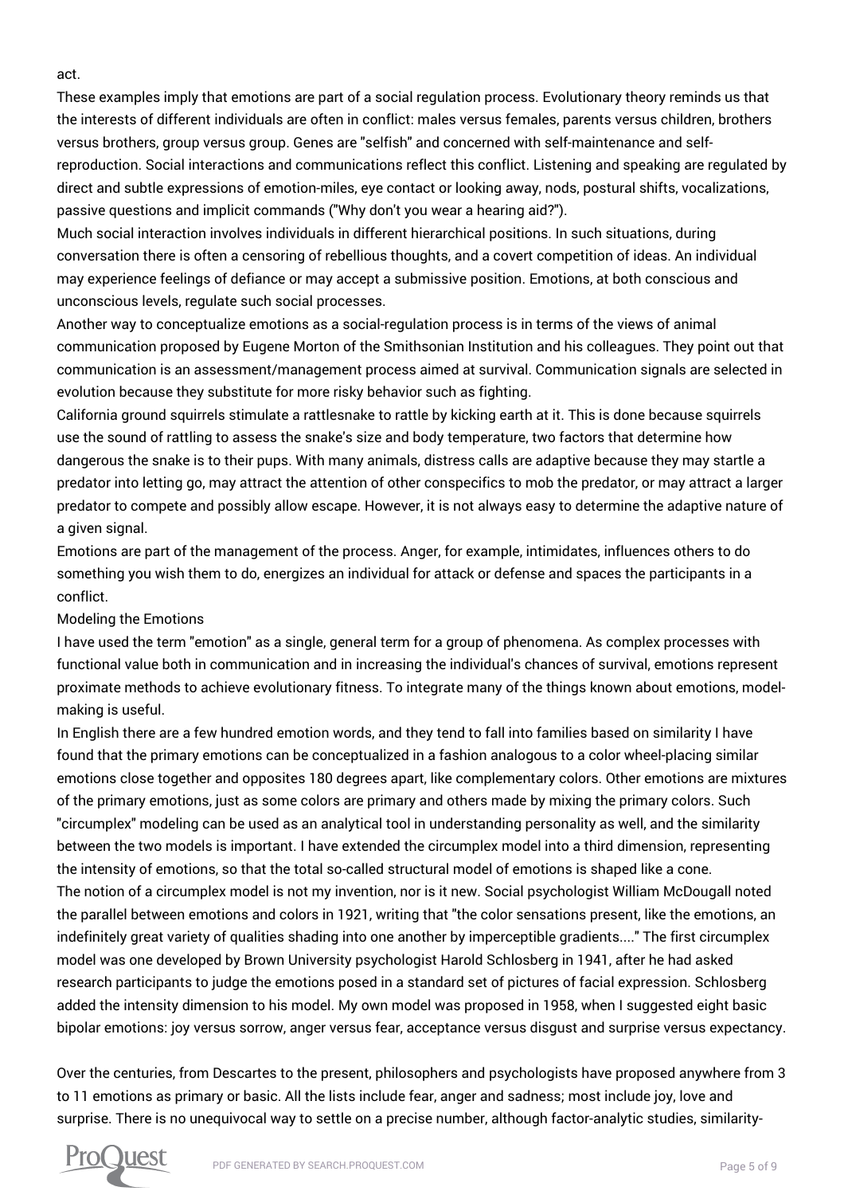act.

These examples imply that emotions are part of a social regulation process. Evolutionary theory reminds us that the interests of different individuals are often in conflict: males versus females, parents versus children, brothers versus brothers, group versus group. Genes are "selfish" and concerned with self-maintenance and self-reproduction. Social interactions and communications reflect this conflict. Listening and speaking are regulated by direct and subtle expressions of emotion-miles, eye contact or looking away, nods, postural shifts, vocalizations, passive questions and implicit commands ("Why don't you wear a hearing aid?").

Much social interaction involves individuals in different hierarchical positions. In such situations, during conversation there is often a censoring of rebellious thoughts, and a covert competition of ideas. An individual may experience feelings of defiance or may accept a submissive position. Emotions, at both conscious and unconscious levels, regulate such social processes.

Another way to conceptualize emotions as a social-regulation process is in terms of the views of animal communication proposed by Eugene Morton of the Smithsonian Institution and his colleagues. They point out that communication is an assessment/management process aimed at survival. Communication signals are selected in evolution because they substitute for more risky behavior such as fighting.

California ground squirrels stimulate a rattlesnake to rattle by kicking earth at it. This is done because squirrels use the sound of rattling to assess the snake's size and body temperature, two factors that determine how dangerous the snake is to their pups. With many animals, distress calls are adaptive because they may startle a predator into letting go, may attract the attention of other conspecifics to mob the predator, or may attract a larger predator to compete and possibly allow escape. However, it is not always easy to determine the adaptive nature of a given signal.

Emotions are part of the management of the process. Anger, for example, intimidates, influences others to do something you wish them to do, energizes an individual for attack or defense and spaces the participants in a conflict.

## Modeling the Emotions

I have used the term "emotion" as a single, general term for a group of phenomena. As complex processes with functional value both in communication and in increasing the individual's chances of survival, emotions represent proximate methods to achieve evolutionary fitness. To integrate many of the things known about emotions, model-making is useful.

In English there are a few hundred emotion words, and they tend to fall into families based on similarity I have found that the primary emotions can be conceptualized in a fashion analogous to a color wheel-placing similar emotions close together and opposites 180 degrees apart, like complementary colors. Other emotions are mixtures of the primary emotions, just as some colors are primary and others made by mixing the primary colors. Such "circumplex" modeling can be used as an analytical tool in understanding personality as well, and the similarity between the two models is important. I have extended the circumplex model into a third dimension, representing the intensity of emotions, so that the total so-called structural model of emotions is shaped like a cone.

The notion of a circumplex model is not my invention, nor is it new. Social psychologist William McDougall noted the parallel between emotions and colors in 1921, writing that "the color sensations present, like the emotions, an indefinitely great variety of qualities shading into one another by imperceptible gradients...." The first circumplex model was one developed by Brown University psychologist Harold Schlosberg in 1941, after he had asked research participants to judge the emotions posed in a standard set of pictures of facial expression. Schlosberg added the intensity dimension to his model. My own model was proposed in 1958, when I suggested eight basic bipolar emotions: joy versus sorrow, anger versus fear, acceptance versus disgust and surprise versus expectancy.

Over the centuries, from Descartes to the present, philosophers and psychologists have proposed anywhere from 3 to 11 emotions as primary or basic. All the lists include fear, anger and sadness; most include joy, love and surprise. There is no unequivocal way to settle on a precise number, although factor-analytic studies, similarity-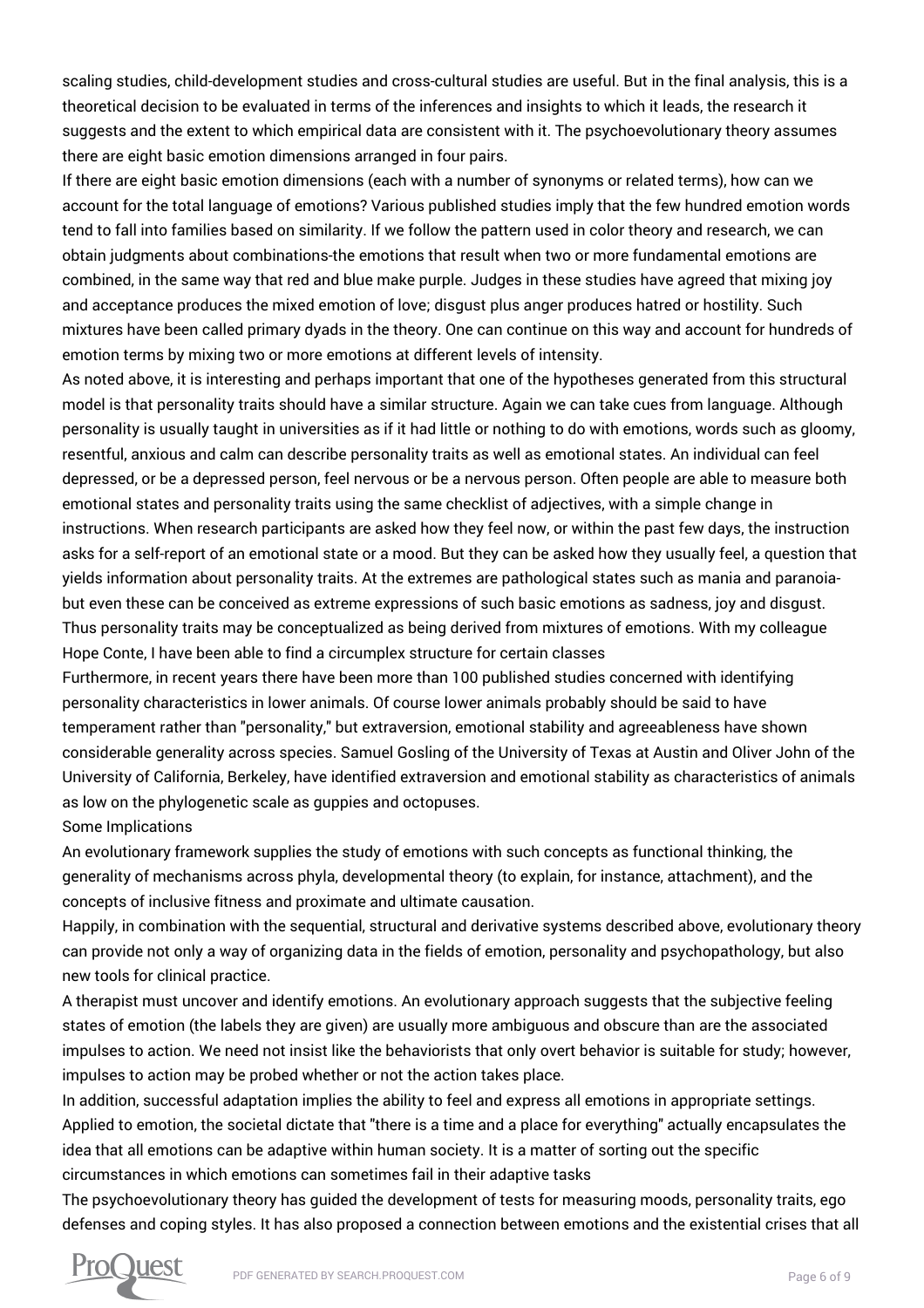scaling studies, child-development studies and cross-cultural studies are useful. But in the final analysis, this is a theoretical decision to be evaluated in terms of the inferences and insights to which it leads, the research it suggests and the extent to which empirical data are consistent with it. The psychoevolutionary theory assumes there are eight basic emotion dimensions arranged in four pairs.

If there are eight basic emotion dimensions (each with a number of synonyms or related terms), how can we account for the total language of emotions? Various published studies imply that the few hundred emotion words tend to fall into families based on similarity. If we follow the pattern used in color theory and research, we can obtain judgments about combinations-the emotions that result when two or more fundamental emotions are combined, in the same way that red and blue make purple. Judges in these studies have agreed that mixing joy and acceptance produces the mixed emotion of love; disgust plus anger produces hatred or hostility. Such mixtures have been called primary dyads in the theory. One can continue on this way and account for hundreds of emotion terms by mixing two or more emotions at different levels of intensity.

As noted above, it is interesting and perhaps important that one of the hypotheses generated from this structural model is that personality traits should have a similar structure. Again we can take cues from language. Although personality is usually taught in universities as if it had little or nothing to do with emotions, words such as gloomy, resentful, anxious and calm can describe personality traits as well as emotional states. An individual can feel depressed, or be a depressed person, feel nervous or be a nervous person. Often people are able to measure both emotional states and personality traits using the same checklist of adjectives, with a simple change in instructions. When research participants are asked how they feel now, or within the past few days, the instruction asks for a self-report of an emotional state or a mood. But they can be asked how they usually feel, a question that yields information about personality traits. At the extremes are pathological states such as mania and paranoia-but even these can be conceived as extreme expressions of such basic emotions as sadness, joy and disgust. Thus personality traits may be conceptualized as being derived from mixtures of emotions. With my colleague Hope Conte, I have been able to find a circumplex structure for certain classes

Furthermore, in recent years there have been more than 100 published studies concerned with identifying personality characteristics in lower animals. Of course lower animals probably should be said to have temperament rather than "personality," but extraversion, emotional stability and agreeableness have shown considerable generality across species. Samuel Gosling of the University of Texas at Austin and Oliver John of the University of California, Berkeley, have identified extraversion and emotional stability as characteristics of animals as low on the phylogenetic scale as guppies and octopuses.

## Some Implications

An evolutionary framework supplies the study of emotions with such concepts as functional thinking, the generality of mechanisms across phyla, developmental theory (to explain, for instance, attachment), and the concepts of inclusive fitness and proximate and ultimate causation.

Happily, in combination with the sequential, structural and derivative systems described above, evolutionary theory can provide not only a way of organizing data in the fields of emotion, personality and psychopathology, but also new tools for clinical practice.

A therapist must uncover and identify emotions. An evolutionary approach suggests that the subjective feeling states of emotion (the labels they are given) are usually more ambiguous and obscure than are the associated impulses to action. We need not insist like the behaviorists that only overt behavior is suitable for study; however, impulses to action may be probed whether or not the action takes place.

In addition, successful adaptation implies the ability to feel and express all emotions in appropriate settings. Applied to emotion, the societal dictate that "there is a time and a place for everything" actually encapsulates the idea that all emotions can be adaptive within human society. It is a matter of sorting out the specific circumstances in which emotions can sometimes fail in their adaptive tasks

The psychoevolutionary theory has guided the development of tests for measuring moods, personality traits, ego defenses and coping styles. It has also proposed a connection between emotions and the existential crises that all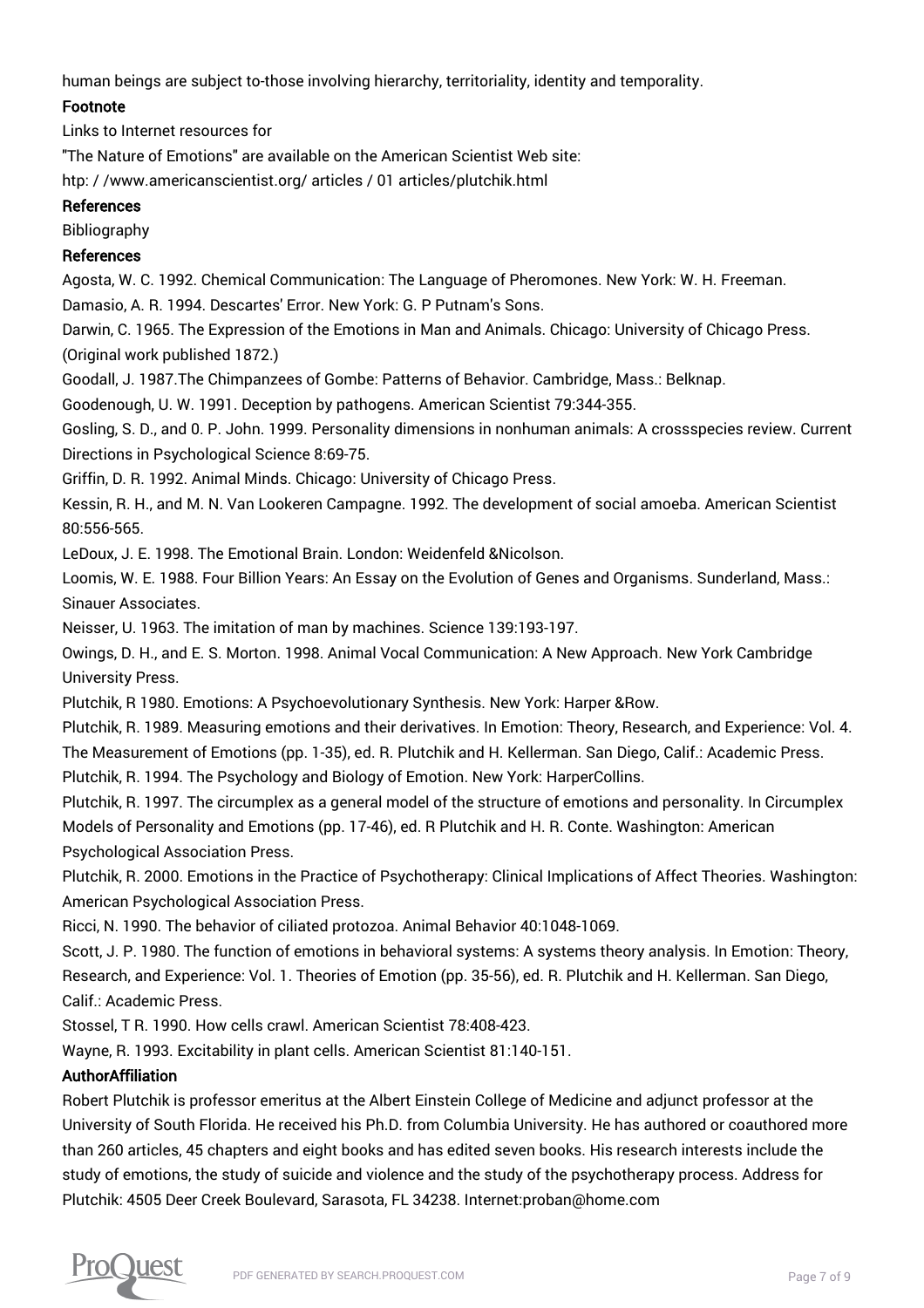human beings are subject to-those involving hierarchy, territoriality, identity and temporality.

## Footnote

Links to Internet resources for

"The Nature of Emotions" are available on the American Scientist Web site:

htp: / /www.americanscientist.org/ articles / 01 articles/plutchik.html

## References

Bibliography

## References

Agosta, W. C. 1992. Chemical Communication: The Language of Pheromones. New York: W. H. Freeman.

Damasio, A. R. 1994. Descartes' Error. New York: G. P Putnam's Sons.

Darwin, C. 1965. The Expression of the Emotions in Man and Animals. Chicago: University of Chicago Press. (Original work published 1872.)

Goodall, J. 1987.The Chimpanzees of Gombe: Patterns of Behavior. Cambridge, Mass.: Belknap.

Goodenough, U. W. 1991. Deception by pathogens. American Scientist 79:344-355.

Gosling, S. D., and 0. P. John. 1999. Personality dimensions in nonhuman animals: A crossspecies review. Current Directions in Psychological Science 8:69-75.

Griffin, D. R. 1992. Animal Minds. Chicago: University of Chicago Press.

Kessin, R. H., and M. N. Van Lookeren Campagne. 1992. The development of social amoeba. American Scientist 80:556-565.

LeDoux, J. E. 1998. The Emotional Brain. London: Weidenfeld &Nicolson.

Loomis, W. E. 1988. Four Billion Years: An Essay on the Evolution of Genes and Organisms. Sunderland, Mass.: Sinauer Associates.

Neisser, U. 1963. The imitation of man by machines. Science 139:193-197.

Owings, D. H., and E. S. Morton. 1998. Animal Vocal Communication: A New Approach. New York Cambridge University Press.

Plutchik, R 1980. Emotions: A Psychoevolutionary Synthesis. New York: Harper &Row.

Plutchik, R. 1989. Measuring emotions and their derivatives. In Emotion: Theory, Research, and Experience: Vol. 4. The Measurement of Emotions (pp. 1-35), ed. R. Plutchik and H. Kellerman. San Diego, Calif.: Academic Press.

Plutchik, R. 1994. The Psychology and Biology of Emotion. New York: HarperCollins.

Plutchik, R. 1997. The circumplex as a general model of the structure of emotions and personality. In Circumplex Models of Personality and Emotions (pp. 17-46), ed. R Plutchik and H. R. Conte. Washington: American Psychological Association Press.

Plutchik, R. 2000. Emotions in the Practice of Psychotherapy: Clinical Implications of Affect Theories. Washington: American Psychological Association Press.

Ricci, N. 1990. The behavior of ciliated protozoa. Animal Behavior 40:1048-1069.

Scott, J. P. 1980. The function of emotions in behavioral systems: A systems theory analysis. In Emotion: Theory, Research, and Experience: Vol. 1. Theories of Emotion (pp. 35-56), ed. R. Plutchik and H. Kellerman. San Diego, Calif.: Academic Press.

Stossel, T R. 1990. How cells crawl. American Scientist 78:408-423.

Wayne, R. 1993. Excitability in plant cells. American Scientist 81:140-151.

## AuthorAffiliation

Robert Plutchik is professor emeritus at the Albert Einstein College of Medicine and adjunct professor at the University of South Florida. He received his Ph.D. from Columbia University. He has authored or coauthored more than 260 articles, 45 chapters and eight books and has edited seven books. His research interests include the study of emotions, the study of suicide and violence and the study of the psychotherapy process. Address for Plutchik: 4505 Deer Creek Boulevard, Sarasota, FL 34238. Internet:proban@home.com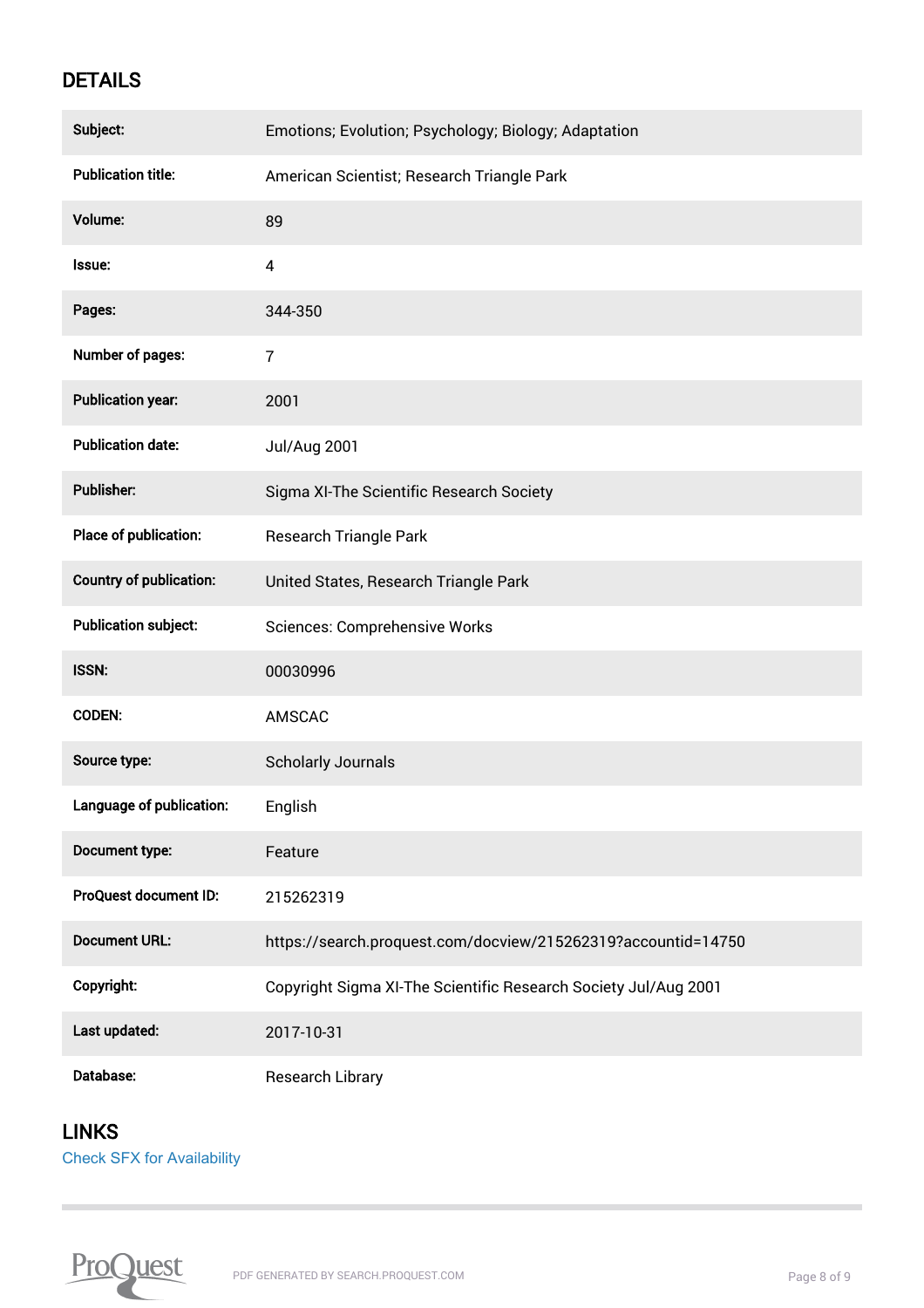## DETAILS

| | |
|---|---|
| **Subject:** | Emotions; Evolution; Psychology; Biology; Adaptation |
| **Publication title:** | American Scientist; Research Triangle Park |
| **Volume:** | 89 |
| **Issue:** | 4 |
| **Pages:** | 344-350 |
| **Number of pages:** | 7 |
| **Publication year:** | 2001 |
| **Publication date:** | Jul/Aug 2001 |
| **Publisher:** | Sigma XI-The Scientific Research Society |
| **Place of publication:** | Research Triangle Park |
| **Country of publication:** | United States, Research Triangle Park |
| **Publication subject:** | Sciences: Comprehensive Works |
| **ISSN:** | 00030996 |
| **CODEN:** | AMSCAC |
| **Source type:** | Scholarly Journals |
| **Language of publication:** | English |
| **Document type:** | Feature |
| **ProQuest document ID:** | 215262319 |
| **Document URL:** | https://search.proquest.com/docview/215262319?accountid=14750 |
| **Copyright:** | Copyright Sigma XI-The Scientific Research Society Jul/Aug 2001 |
| **Last updated:** | 2017-10-31 |
| **Database:** | Research Library |

## LINKS

Check SFX for Availability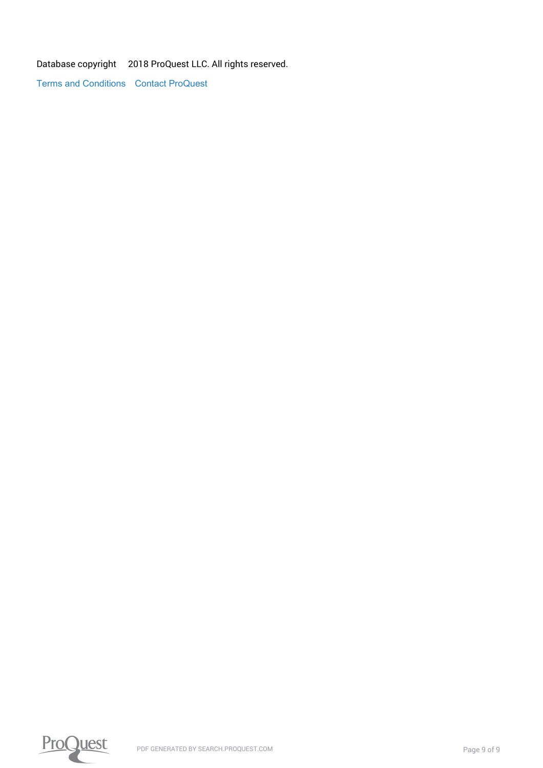Database copyright 2018 ProQuest LLC. All rights reserved.

Terms and Conditions Contact ProQuest